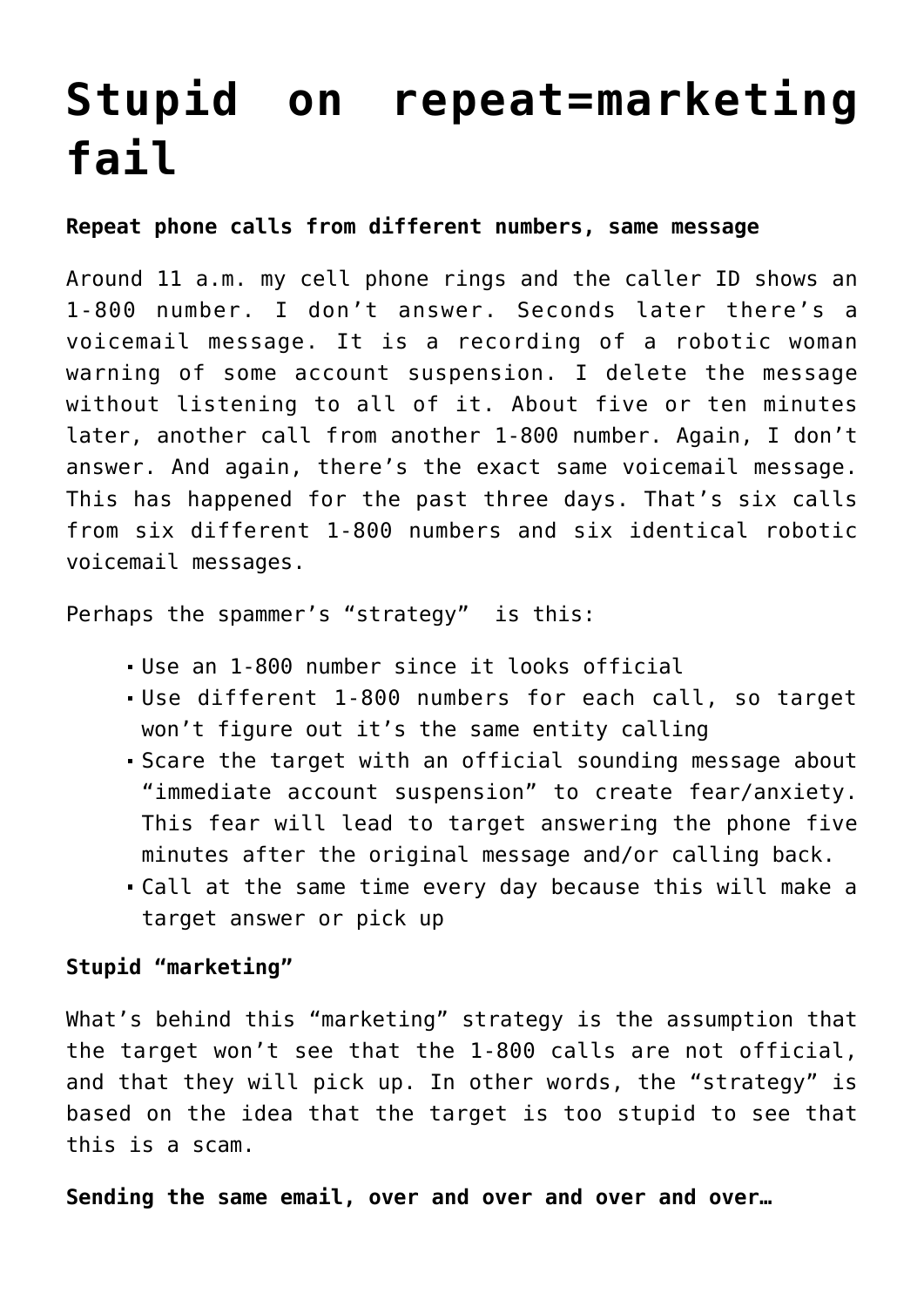# Stupid on repeat=marketing fail

**Repeat phone calls from different numbers, same message**

Around 11 a.m. my cell phone rings and the caller ID shows an 1-800 number. I don't answer. Seconds later there's a voicemail message. It is a recording of a robotic woman warning of some account suspension. I delete the message without listening to all of it. About five or ten minutes later, another call from another 1-800 number. Again, I don't answer. And again, there's the exact same voicemail message. This has happened for the past three days. That's six calls from six different 1-800 numbers and six identical robotic voicemail messages.

Perhaps the spammer's "strategy" is this:

- Use an 1-800 number since it looks official
- Use different 1-800 numbers for each call, so target won't figure out it's the same entity calling
- Scare the target with an official sounding message about "immediate account suspension" to create fear/anxiety. This fear will lead to target answering the phone five minutes after the original message and/or calling back.
- Call at the same time every day because this will make a target answer or pick up

**Stupid "marketing"**

What's behind this "marketing" strategy is the assumption that the target won't see that the 1-800 calls are not official, and that they will pick up. In other words, the "strategy" is based on the idea that the target is too stupid to see that this is a scam.

**Sending the same email, over and over and over and over…**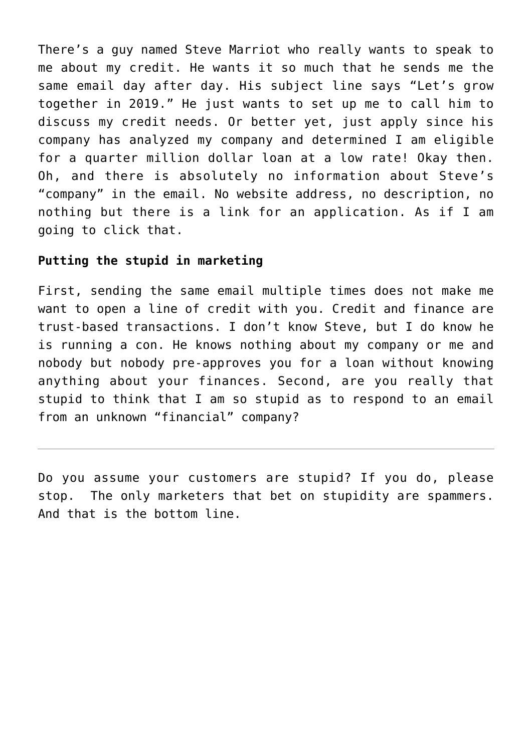There's a guy named Steve Marriot who really wants to speak to me about my credit. He wants it so much that he sends me the same email day after day. His subject line says "Let's grow together in 2019." He just wants to set up me to call him to discuss my credit needs. Or better yet, just apply since his company has analyzed my company and determined I am eligible for a quarter million dollar loan at a low rate! Okay then. Oh, and there is absolutely no information about Steve's "company" in the email. No website address, no description, no nothing but there is a link for an application. As if I am going to click that.

**Putting the stupid in marketing**

First, sending the same email multiple times does not make me want to open a line of credit with you. Credit and finance are trust-based transactions. I don't know Steve, but I do know he is running a con. He knows nothing about my company or me and nobody but nobody pre-approves you for a loan without knowing anything about your finances. Second, are you really that stupid to think that I am so stupid as to respond to an email from an unknown "financial" company?

---

Do you assume your customers are stupid? If you do, please stop. The only marketers that bet on stupidity are spammers. And that is the bottom line.